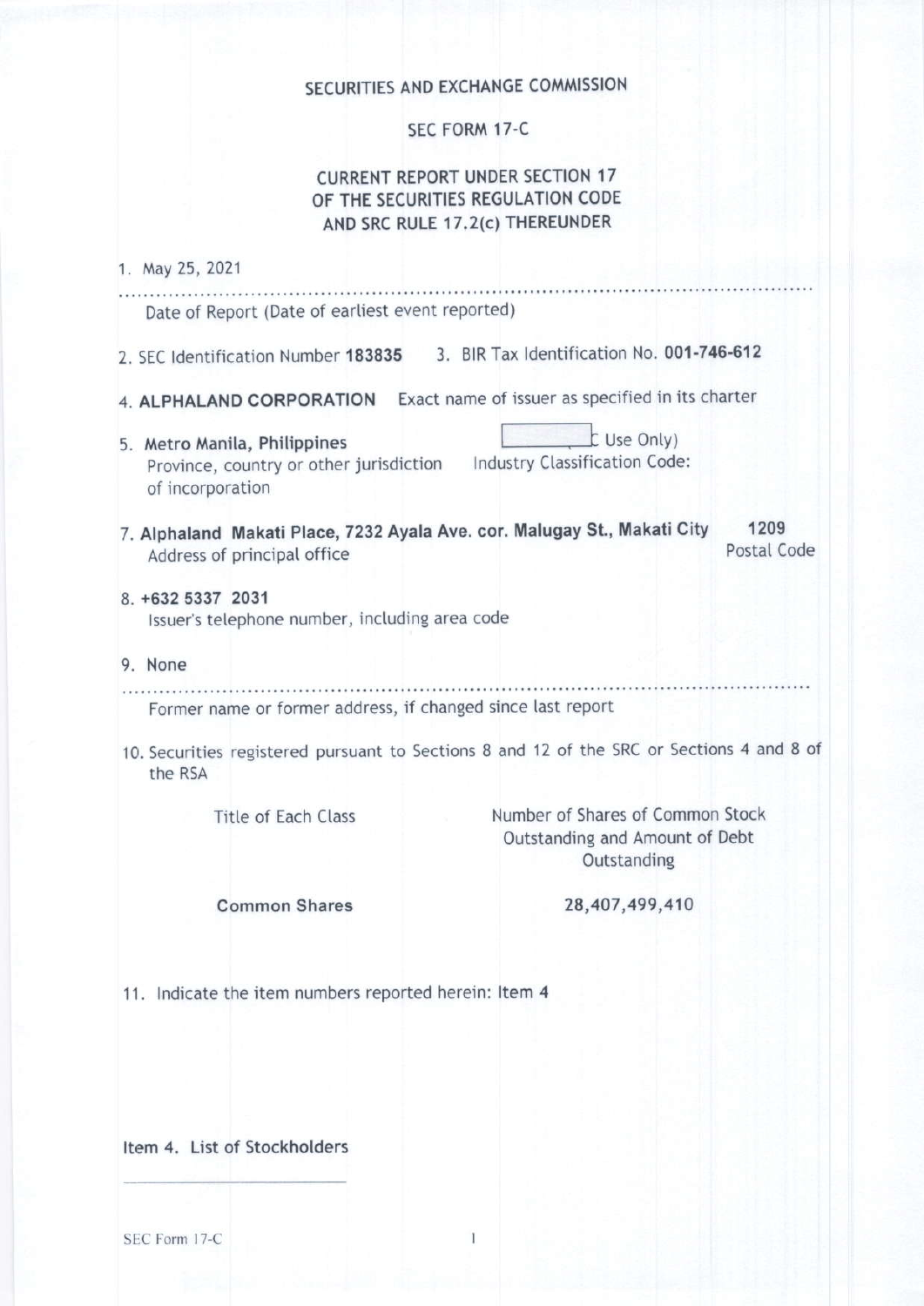# SECURITIES AND EXCHANGE COMMISSION

## SEC FORM 17-C

## CURRENT REPORT UNDER SECTION 17 OF THE SECURITIES REGULATION CODE AND SRC RULE 17.2(c) THEREUNDER

1. May 25, 2021

   Date of Report (Date of earliest event reported)

2. SEC Identification Number **183835**   3. BIR Tax Identification No. **001-746-612**

4. **ALPHALAND CORPORATION**   Exact name of issuer as specified in its charter

5. **Metro Manila, Philippines**
   Province, country or other jurisdiction of incorporation

   (SEC Use Only)
   Industry Classification Code:

7. **Alphaland Makati Place, 7232 Ayala Ave. cor. Malugay St., Makati City**   **1209**
   Address of principal office   Postal Code

8. **+632 5337 2031**
   Issuer's telephone number, including area code

9. None

   Former name or former address, if changed since last report

10. Securities registered pursuant to Sections 8 and 12 of the SRC or Sections 4 and 8 of the RSA

| Title of Each Class | Number of Shares of Common Stock Outstanding and Amount of Debt Outstanding |
|---|---|
| **Common Shares** | **28,407,499,410** |

11. Indicate the item numbers reported herein: Item 4

Item 4. List of Stockholders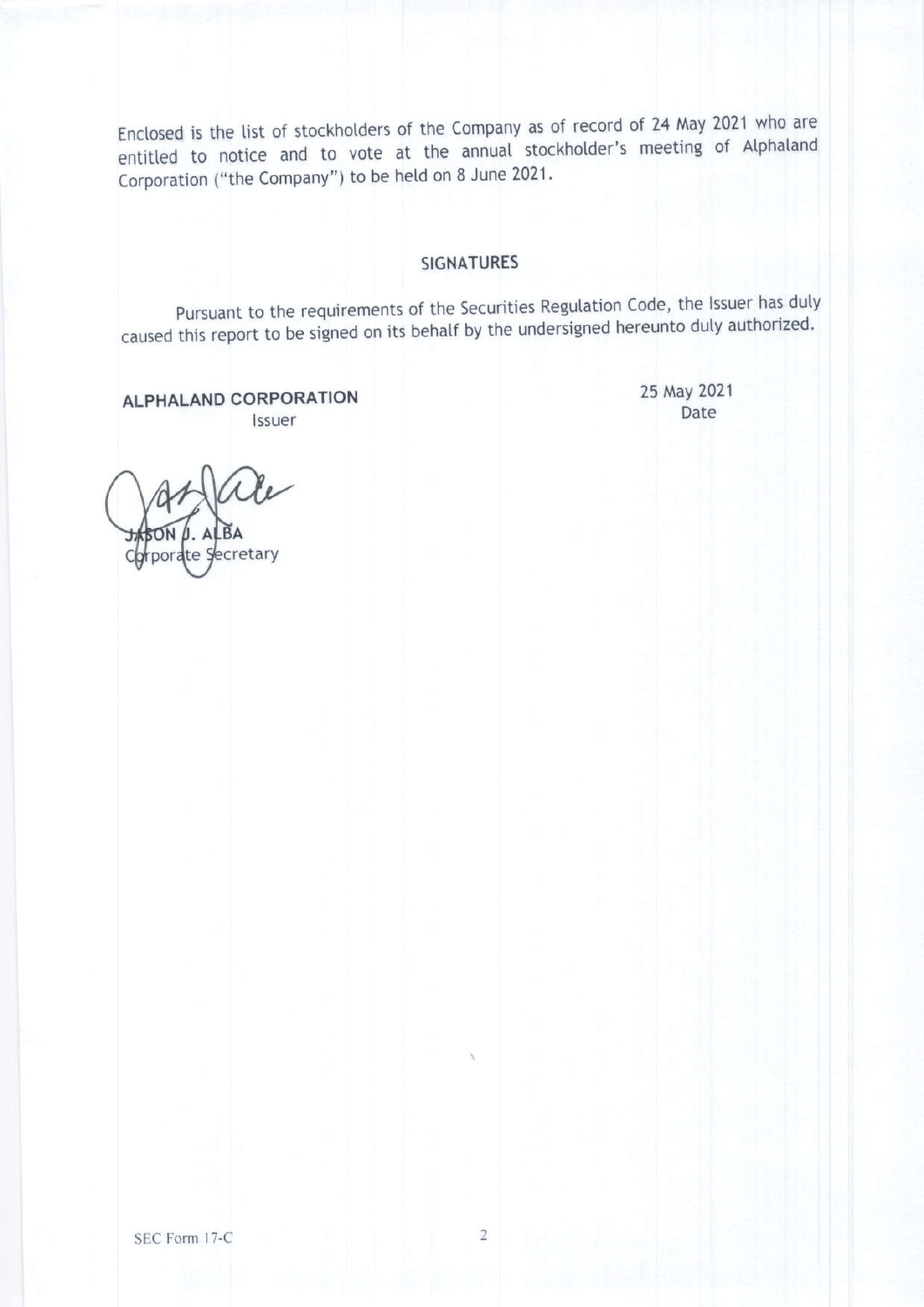Enclosed is the list of stockholders of the Company as of record of 24 May 2021 who are entitled to notice and to vote at the annual stockholder's meeting of Alphaland Corporation ("the Company") to be held on 8 June 2021.

## SIGNATURES

Pursuant to the requirements of the Securities Regulation Code, the Issuer has duly caused this report to be signed on its behalf by the undersigned hereunto duly authorized.

**ALPHALAND CORPORATION**
Issuer

25 May 2021
Date

JASON J. ALBA
Corporate Secretary

SEC Form 17-C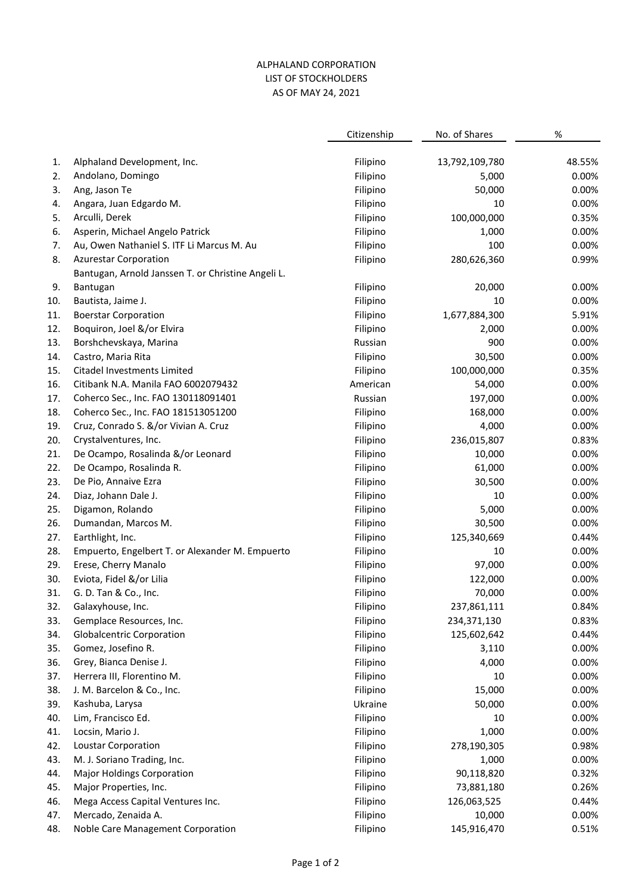ALPHALAND CORPORATION
LIST OF STOCKHOLDERS
AS OF MAY 24, 2021

| | | Citizenship | No. of Shares | % |
|---|---|---|---|---|
| 1. | Alphaland Development, Inc. | Filipino | 13,792,109,780 | 48.55% |
| 2. | Andolano, Domingo | Filipino | 5,000 | 0.00% |
| 3. | Ang, Jason Te | Filipino | 50,000 | 0.00% |
| 4. | Angara, Juan Edgardo M. | Filipino | 10 | 0.00% |
| 5. | Arculli, Derek | Filipino | 100,000,000 | 0.35% |
| 6. | Asperin, Michael Angelo Patrick | Filipino | 1,000 | 0.00% |
| 7. | Au, Owen Nathaniel S. ITF Li Marcus M. Au | Filipino | 100 | 0.00% |
| 8. | Azurestar Corporation | Filipino | 280,626,360 | 0.99% |
| 9. | Bantugan, Arnold Janssen T. or Christine Angeli L. Bantugan | Filipino | 20,000 | 0.00% |
| 10. | Bautista, Jaime J. | Filipino | 10 | 0.00% |
| 11. | Boerstar Corporation | Filipino | 1,677,884,300 | 5.91% |
| 12. | Boquiron, Joel &/or Elvira | Filipino | 2,000 | 0.00% |
| 13. | Borshchevskaya, Marina | Russian | 900 | 0.00% |
| 14. | Castro, Maria Rita | Filipino | 30,500 | 0.00% |
| 15. | Citadel Investments Limited | Filipino | 100,000,000 | 0.35% |
| 16. | Citibank N.A. Manila FAO 6002079432 | American | 54,000 | 0.00% |
| 17. | Coherco Sec., Inc. FAO 130118091401 | Russian | 197,000 | 0.00% |
| 18. | Coherco Sec., Inc. FAO 181513051200 | Filipino | 168,000 | 0.00% |
| 19. | Cruz, Conrado S. &/or Vivian A. Cruz | Filipino | 4,000 | 0.00% |
| 20. | Crystalventures, Inc. | Filipino | 236,015,807 | 0.83% |
| 21. | De Ocampo, Rosalinda &/or Leonard | Filipino | 10,000 | 0.00% |
| 22. | De Ocampo, Rosalinda R. | Filipino | 61,000 | 0.00% |
| 23. | De Pio, Annaive Ezra | Filipino | 30,500 | 0.00% |
| 24. | Diaz, Johann Dale J. | Filipino | 10 | 0.00% |
| 25. | Digamon, Rolando | Filipino | 5,000 | 0.00% |
| 26. | Dumandan, Marcos M. | Filipino | 30,500 | 0.00% |
| 27. | Earthlight, Inc. | Filipino | 125,340,669 | 0.44% |
| 28. | Empuerto, Engelbert T. or Alexander M. Empuerto | Filipino | 10 | 0.00% |
| 29. | Erese, Cherry Manalo | Filipino | 97,000 | 0.00% |
| 30. | Eviota, Fidel &/or Lilia | Filipino | 122,000 | 0.00% |
| 31. | G. D. Tan & Co., Inc. | Filipino | 70,000 | 0.00% |
| 32. | Galaxyhouse, Inc. | Filipino | 237,861,111 | 0.84% |
| 33. | Gemplace Resources, Inc. | Filipino | 234,371,130 | 0.83% |
| 34. | Globalcentric Corporation | Filipino | 125,602,642 | 0.44% |
| 35. | Gomez, Josefino R. | Filipino | 3,110 | 0.00% |
| 36. | Grey, Bianca Denise J. | Filipino | 4,000 | 0.00% |
| 37. | Herrera III, Florentino M. | Filipino | 10 | 0.00% |
| 38. | J. M. Barcelon & Co., Inc. | Filipino | 15,000 | 0.00% |
| 39. | Kashuba, Larysa | Ukraine | 50,000 | 0.00% |
| 40. | Lim, Francisco Ed. | Filipino | 10 | 0.00% |
| 41. | Locsin, Mario J. | Filipino | 1,000 | 0.00% |
| 42. | Loustar Corporation | Filipino | 278,190,305 | 0.98% |
| 43. | M. J. Soriano Trading, Inc. | Filipino | 1,000 | 0.00% |
| 44. | Major Holdings Corporation | Filipino | 90,118,820 | 0.32% |
| 45. | Major Properties, Inc. | Filipino | 73,881,180 | 0.26% |
| 46. | Mega Access Capital Ventures Inc. | Filipino | 126,063,525 | 0.44% |
| 47. | Mercado, Zenaida A. | Filipino | 10,000 | 0.00% |
| 48. | Noble Care Management Corporation | Filipino | 145,916,470 | 0.51% |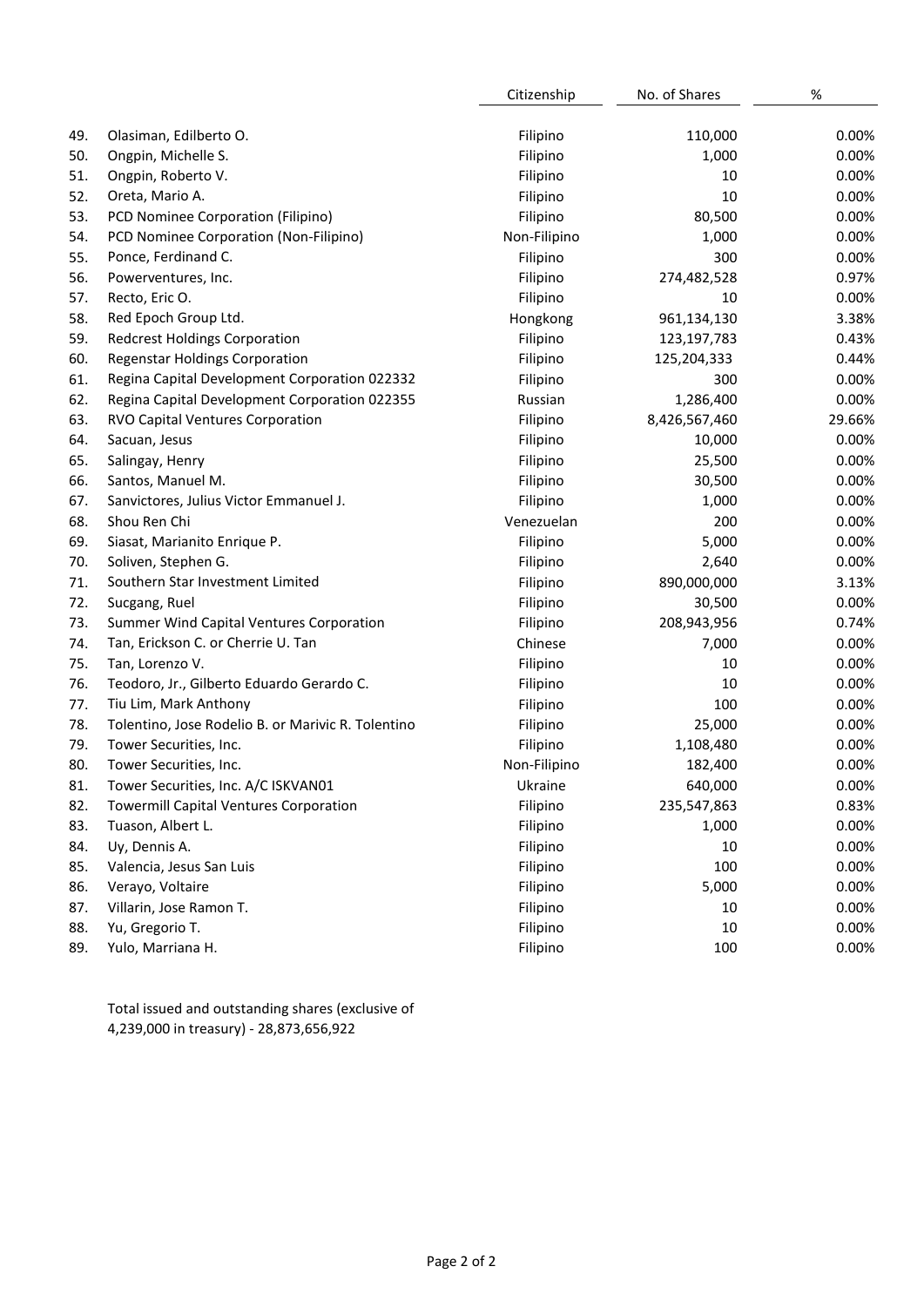| | | Citizenship | No. of Shares | % |
|---|---|---|---|---|
| 49. | Olasiman, Edilberto O. | Filipino | 110,000 | 0.00% |
| 50. | Ongpin, Michelle S. | Filipino | 1,000 | 0.00% |
| 51. | Ongpin, Roberto V. | Filipino | 10 | 0.00% |
| 52. | Oreta, Mario A. | Filipino | 10 | 0.00% |
| 53. | PCD Nominee Corporation (Filipino) | Filipino | 80,500 | 0.00% |
| 54. | PCD Nominee Corporation (Non-Filipino) | Non-Filipino | 1,000 | 0.00% |
| 55. | Ponce, Ferdinand C. | Filipino | 300 | 0.00% |
| 56. | Powerventures, Inc. | Filipino | 274,482,528 | 0.97% |
| 57. | Recto, Eric O. | Filipino | 10 | 0.00% |
| 58. | Red Epoch Group Ltd. | Hongkong | 961,134,130 | 3.38% |
| 59. | Redcrest Holdings Corporation | Filipino | 123,197,783 | 0.43% |
| 60. | Regenstar Holdings Corporation | Filipino | 125,204,333 | 0.44% |
| 61. | Regina Capital Development Corporation 022332 | Filipino | 300 | 0.00% |
| 62. | Regina Capital Development Corporation 022355 | Russian | 1,286,400 | 0.00% |
| 63. | RVO Capital Ventures Corporation | Filipino | 8,426,567,460 | 29.66% |
| 64. | Sacuan, Jesus | Filipino | 10,000 | 0.00% |
| 65. | Salingay, Henry | Filipino | 25,500 | 0.00% |
| 66. | Santos, Manuel M. | Filipino | 30,500 | 0.00% |
| 67. | Sanvictores, Julius Victor Emmanuel J. | Filipino | 1,000 | 0.00% |
| 68. | Shou Ren Chi | Venezuelan | 200 | 0.00% |
| 69. | Siasat, Marianito Enrique P. | Filipino | 5,000 | 0.00% |
| 70. | Soliven, Stephen G. | Filipino | 2,640 | 0.00% |
| 71. | Southern Star Investment Limited | Filipino | 890,000,000 | 3.13% |
| 72. | Sucgang, Ruel | Filipino | 30,500 | 0.00% |
| 73. | Summer Wind Capital Ventures Corporation | Filipino | 208,943,956 | 0.74% |
| 74. | Tan, Erickson C. or Cherrie U. Tan | Chinese | 7,000 | 0.00% |
| 75. | Tan, Lorenzo V. | Filipino | 10 | 0.00% |
| 76. | Teodoro, Jr., Gilberto Eduardo Gerardo C. | Filipino | 10 | 0.00% |
| 77. | Tiu Lim, Mark Anthony | Filipino | 100 | 0.00% |
| 78. | Tolentino, Jose Rodelio B. or Marivic R. Tolentino | Filipino | 25,000 | 0.00% |
| 79. | Tower Securities, Inc. | Filipino | 1,108,480 | 0.00% |
| 80. | Tower Securities, Inc. | Non-Filipino | 182,400 | 0.00% |
| 81. | Tower Securities, Inc. A/C ISKVAN01 | Ukraine | 640,000 | 0.00% |
| 82. | Towermill Capital Ventures Corporation | Filipino | 235,547,863 | 0.83% |
| 83. | Tuason, Albert L. | Filipino | 1,000 | 0.00% |
| 84. | Uy, Dennis A. | Filipino | 10 | 0.00% |
| 85. | Valencia, Jesus San Luis | Filipino | 100 | 0.00% |
| 86. | Verayo, Voltaire | Filipino | 5,000 | 0.00% |
| 87. | Villarin, Jose Ramon T. | Filipino | 10 | 0.00% |
| 88. | Yu, Gregorio T. | Filipino | 10 | 0.00% |
| 89. | Yulo, Marriana H. | Filipino | 100 | 0.00% |

Total issued and outstanding shares (exclusive of 4,239,000 in treasury) - 28,873,656,922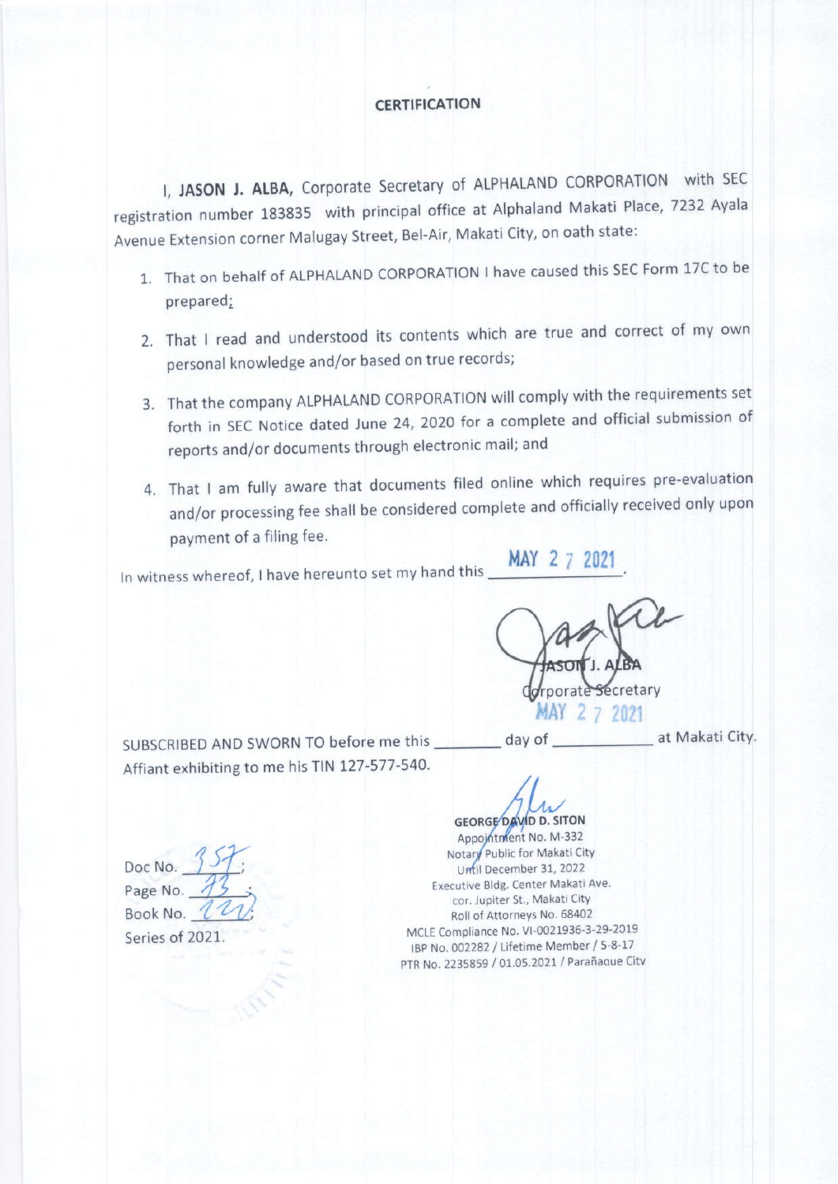# CERTIFICATION

I, **JASON J. ALBA,** Corporate Secretary of ALPHALAND CORPORATION with SEC registration number 183835 with principal office at Alphaland Makati Place, 7232 Ayala Avenue Extension corner Malugay Street, Bel-Air, Makati City, on oath state:

1. That on behalf of ALPHALAND CORPORATION I have caused this SEC Form 17C to be prepared;
2. That I read and understood its contents which are true and correct of my own personal knowledge and/or based on true records;
3. That the company ALPHALAND CORPORATION will comply with the requirements set forth in SEC Notice dated June 24, 2020 for a complete and official submission of reports and/or documents through electronic mail; and
4. That I am fully aware that documents filed online which requires pre-evaluation and/or processing fee shall be considered complete and officially received only upon payment of a filing fee.

In witness whereof, I have hereunto set my hand this MAY 27 2021.

JASON J. ALBA
Corporate Secretary
MAY 27 2021

SUBSCRIBED AND SWORN TO before me this ________ day of ____________ at Makati City. Affiant exhibiting to me his TIN 127-577-540.

Doc No. 357;
Page No. 73;
Book No. 222;
Series of 2021.

GEORGE DAVID D. SITON
Appointment No. M-332
Notary Public for Makati City
Until December 31, 2022
Executive Bldg. Center Makati Ave.
cor. Jupiter St., Makati City
Roll of Attorneys No. 68402
MCLE Compliance No. VI-0021936-3-29-2019
IBP No. 002282 / Lifetime Member / 5-8-17
PTR No. 2235859 / 01.05.2021 / Parañaque City